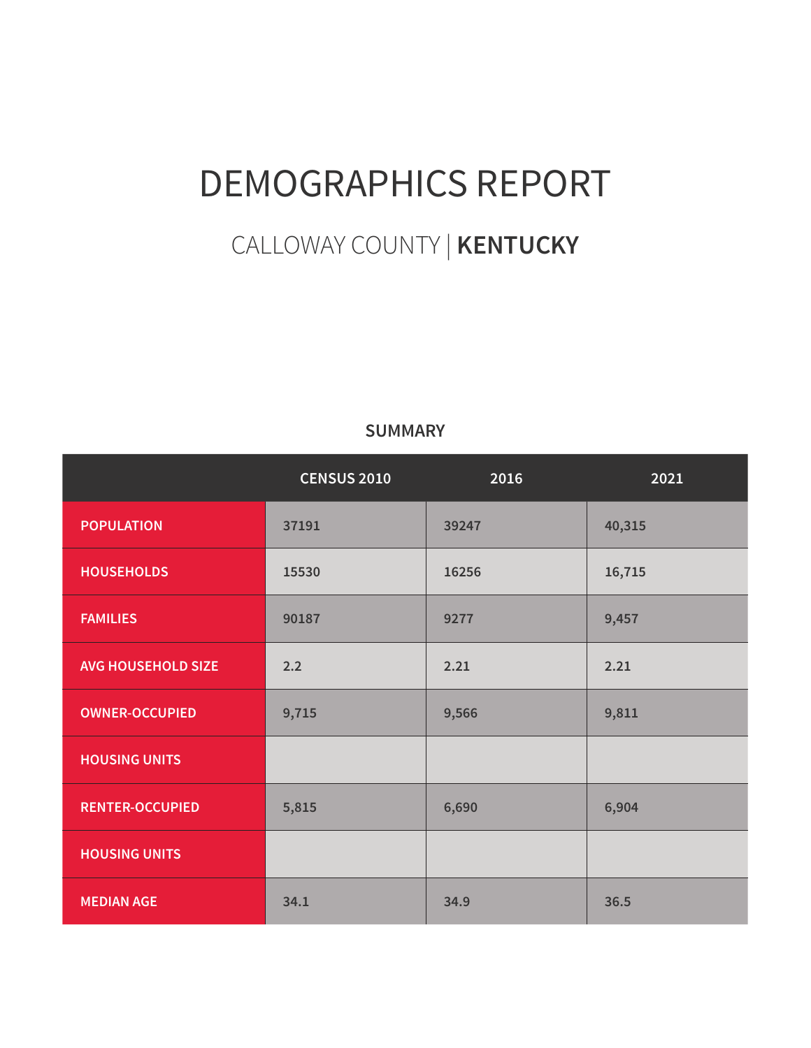# DEMOGRAPHICS REPORT

## CALLOWAY COUNTY | **KENTUCKY**

### SUMMARY

| | CENSUS 2010 | 2016 | 2021 |
|---|---|---|---|
| POPULATION | 37191 | 39247 | 40,315 |
| HOUSEHOLDS | 15530 | 16256 | 16,715 |
| FAMILIES | 90187 | 9277 | 9,457 |
| AVG HOUSEHOLD SIZE | 2.2 | 2.21 | 2.21 |
| OWNER-OCCUPIED | 9,715 | 9,566 | 9,811 |
| HOUSING UNITS | | | |
| RENTER-OCCUPIED | 5,815 | 6,690 | 6,904 |
| HOUSING UNITS | | | |
| MEDIAN AGE | 34.1 | 34.9 | 36.5 |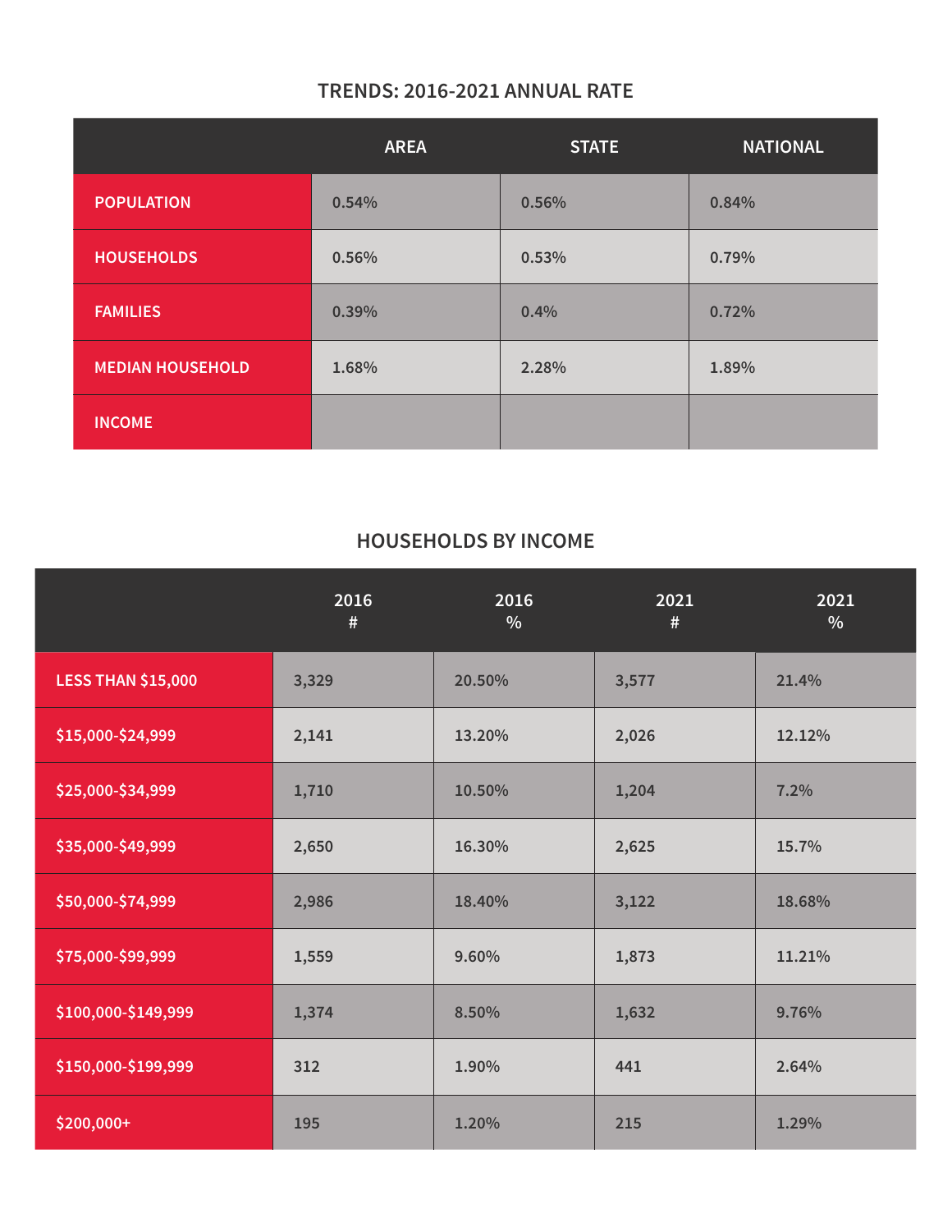## TRENDS: 2016-2021 ANNUAL RATE

| | AREA | STATE | NATIONAL |
|---|---|---|---|
| POPULATION | 0.54% | 0.56% | 0.84% |
| HOUSEHOLDS | 0.56% | 0.53% | 0.79% |
| FAMILIES | 0.39% | 0.4% | 0.72% |
| MEDIAN HOUSEHOLD | 1.68% | 2.28% | 1.89% |
| INCOME | | | |

## HOUSEHOLDS BY INCOME

| | 2016 # | 2016 % | 2021 # | 2021 % |
|---|---|---|---|---|
| LESS THAN $15,000 | 3,329 | 20.50% | 3,577 | 21.4% |
| $15,000-$24,999 | 2,141 | 13.20% | 2,026 | 12.12% |
| $25,000-$34,999 | 1,710 | 10.50% | 1,204 | 7.2% |
| $35,000-$49,999 | 2,650 | 16.30% | 2,625 | 15.7% |
| $50,000-$74,999 | 2,986 | 18.40% | 3,122 | 18.68% |
| $75,000-$99,999 | 1,559 | 9.60% | 1,873 | 11.21% |
| $100,000-$149,999 | 1,374 | 8.50% | 1,632 | 9.76% |
| $150,000-$199,999 | 312 | 1.90% | 441 | 2.64% |
| $200,000+ | 195 | 1.20% | 215 | 1.29% |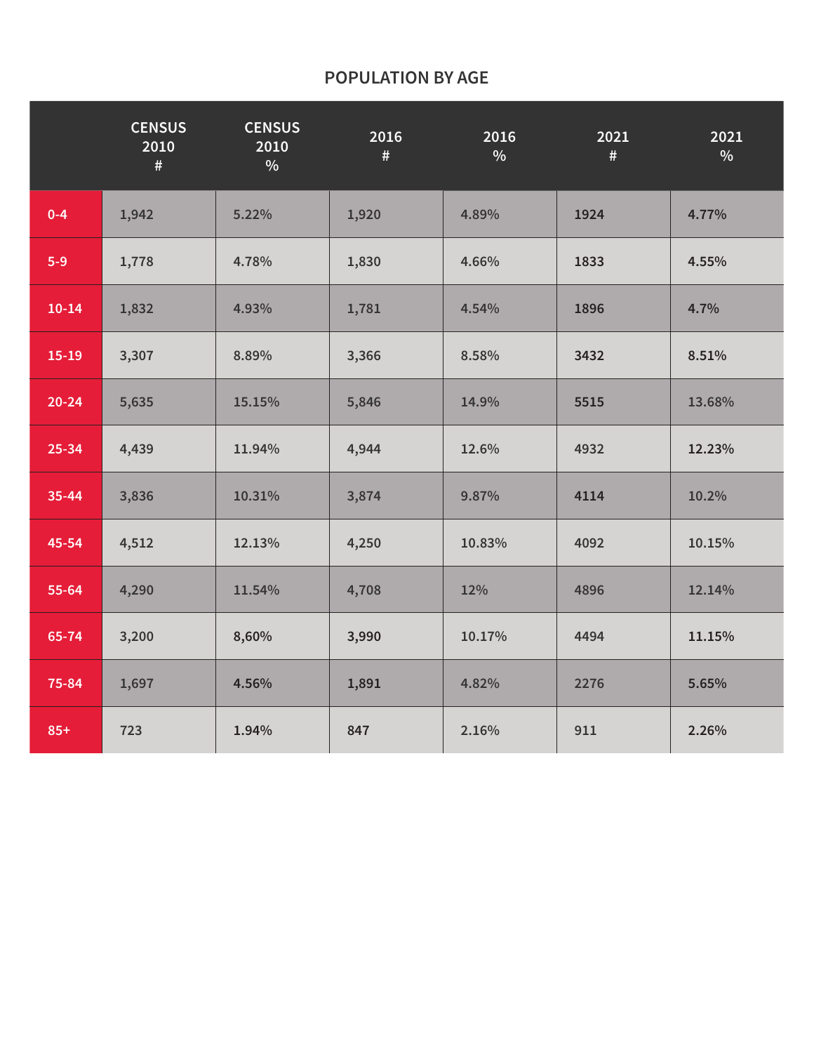## POPULATION BY AGE

| | CENSUS 2010 # | CENSUS 2010 % | 2016 # | 2016 % | 2021 # | 2021 % |
|---|---|---|---|---|---|---|
| 0-4 | 1,942 | 5.22% | 1,920 | 4.89% | 1924 | 4.77% |
| 5-9 | 1,778 | 4.78% | 1,830 | 4.66% | 1833 | 4.55% |
| 10-14 | 1,832 | 4.93% | 1,781 | 4.54% | 1896 | 4.7% |
| 15-19 | 3,307 | 8.89% | 3,366 | 8.58% | 3432 | 8.51% |
| 20-24 | 5,635 | 15.15% | 5,846 | 14.9% | 5515 | 13.68% |
| 25-34 | 4,439 | 11.94% | 4,944 | 12.6% | 4932 | 12.23% |
| 35-44 | 3,836 | 10.31% | 3,874 | 9.87% | 4114 | 10.2% |
| 45-54 | 4,512 | 12.13% | 4,250 | 10.83% | 4092 | 10.15% |
| 55-64 | 4,290 | 11.54% | 4,708 | 12% | 4896 | 12.14% |
| 65-74 | 3,200 | 8,60% | 3,990 | 10.17% | 4494 | 11.15% |
| 75-84 | 1,697 | 4.56% | 1,891 | 4.82% | 2276 | 5.65% |
| 85+ | 723 | 1.94% | 847 | 2.16% | 911 | 2.26% |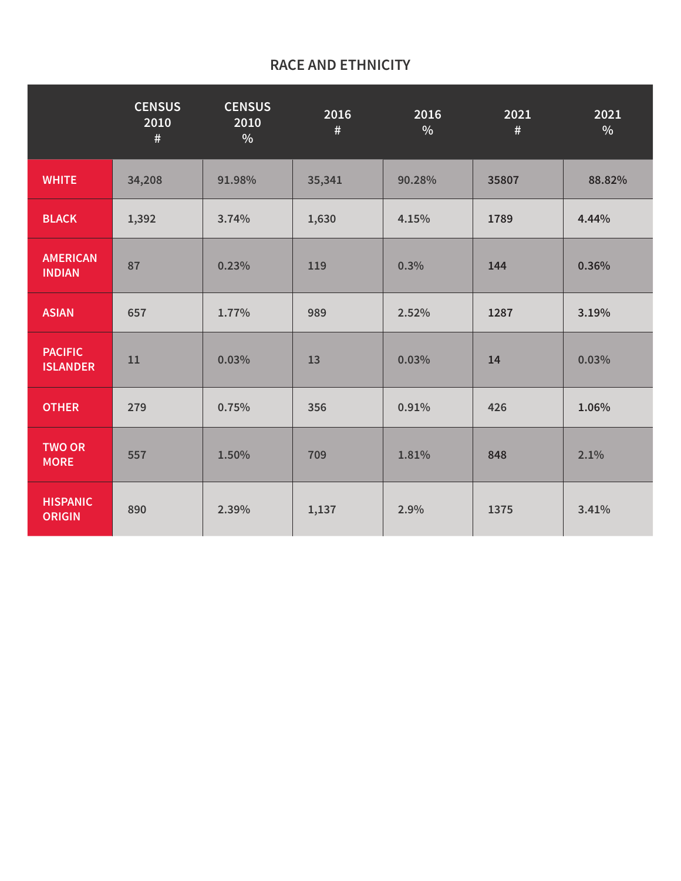## RACE AND ETHNICITY

| | CENSUS 2010 # | CENSUS 2010 % | 2016 # | 2016 % | 2021 # | 2021 % |
|---|---|---|---|---|---|---|
| WHITE | 34,208 | 91.98% | 35,341 | 90.28% | 35807 | 88.82% |
| BLACK | 1,392 | 3.74% | 1,630 | 4.15% | 1789 | 4.44% |
| AMERICAN INDIAN | 87 | 0.23% | 119 | 0.3% | 144 | 0.36% |
| ASIAN | 657 | 1.77% | 989 | 2.52% | 1287 | 3.19% |
| PACIFIC ISLANDER | 11 | 0.03% | 13 | 0.03% | 14 | 0.03% |
| OTHER | 279 | 0.75% | 356 | 0.91% | 426 | 1.06% |
| TWO OR MORE | 557 | 1.50% | 709 | 1.81% | 848 | 2.1% |
| HISPANIC ORIGIN | 890 | 2.39% | 1,137 | 2.9% | 1375 | 3.41% |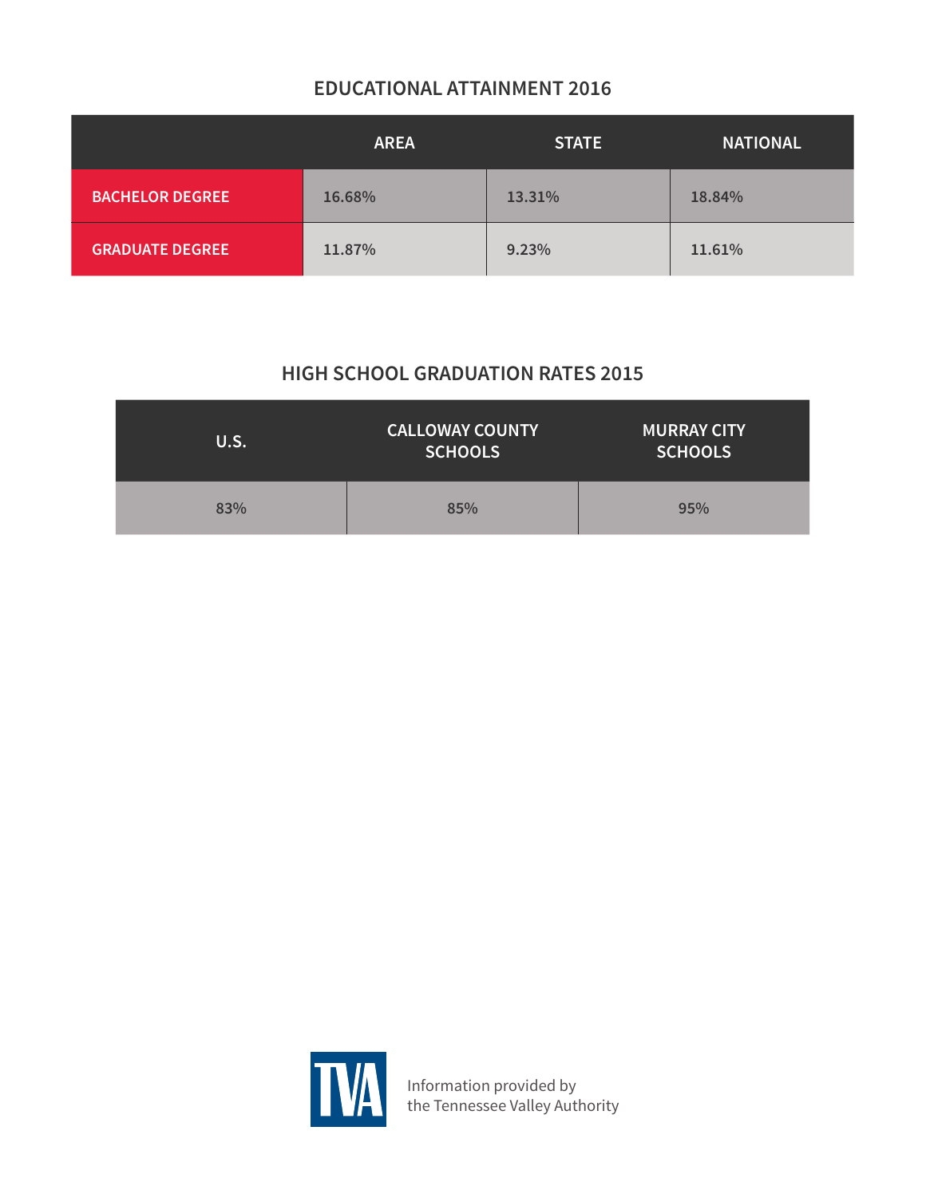## EDUCATIONAL ATTAINMENT 2016

| | AREA | STATE | NATIONAL |
|---|---|---|---|
| **BACHELOR DEGREE** | 16.68% | 13.31% | 18.84% |
| **GRADUATE DEGREE** | 11.87% | 9.23% | 11.61% |

## HIGH SCHOOL GRADUATION RATES 2015

| U.S. | CALLOWAY COUNTY SCHOOLS | MURRAY CITY SCHOOLS |
|---|---|---|
| 83% | 85% | 95% |

TVA

Information provided by
the Tennessee Valley Authority